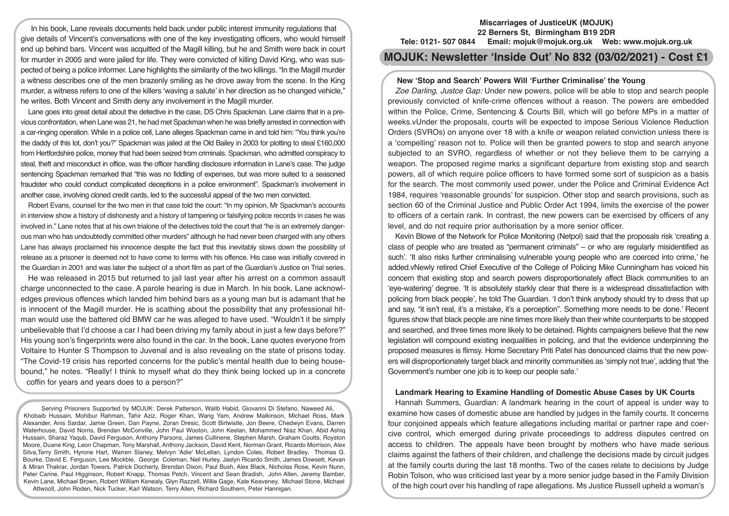In his book, Lane reveals documents held back under public interest immunity regulations that give details of Vincent's conversations with one of the key investigating officers, who would himself end up behind bars. Vincent was acquitted of the Magill killing, but he and Smith were back in court for murder in 2005 and were jailed for life. They were convicted of killing David King, who was suspected of being a police informer. Lane highlights the similarity of the two killings. "In the Magill murder a witness describes one of the men brazenly smiling as he drove away from the scene. In the King murder, a witness refers to one of the killers 'waving a salute' in her direction as he changed vehicle," he writes. Both Vincent and Smith deny any involvement in the Magill murder.

Lane goes into great detail about the detective in the case, DS Chris Spackman. Lane claims that in a previous confrontation, when Lane was 21, he had met Spackman when he was briefly arrested in connection with a car-ringing operation. While in a police cell, Lane alleges Spackman came in and told him: "You think you're the daddy of this lot, don't you?" Spackman was jailed at the Old Bailey in 2003 for plotting to steal £160,000 from Hertfordshire police, money that had been seized from criminals. Spackman, who admitted conspiracy to steal, theft and misconduct in office, was the officer handling disclosure information in Lane's case. The judge sentencing Spackman remarked that "this was no fiddling of expenses, but was more suited to a seasoned fraudster who could conduct complicated deceptions in a police environment". Spackman's involvement in another case, involving cloned credit cards, led to the successful appeal of the two men convicted.

Robert Evans, counsel for the two men in that case told the court: "In my opinion, Mr Spackman's accounts in interview show a history of dishonesty and a history of tampering or falsifying police records in cases he was involved in." Lane notes that at his own trialone of the detectives told the court that "he is an extremely dangerous man who has undoubtedly committed other murders" although he had never been charged with any others Lane has always proclaimed his innocence despite the fact that this inevitably slows down the possibility of release as a prisoner is deemed not to have come to terms with his offence. His case was initially covered in the Guardian in 2001 and was later the subject of a short film as part of the Guardian's Justice on Trial series.

He was released in 2015 but returned to jail last year after his arrest on a common assault charge unconnected to the case. A parole hearing is due in March. In his book, Lane acknowledges previous offences which landed him behind bars as a young man but is adamant that he is innocent of the Magill murder. He is scathing about the possibility that any professional hitman would use the battered old BMW car he was alleged to have used. "Wouldn't it be simply unbelievable that I'd choose a car I had been driving my family about in just a few days before?" His young son's fingerprints were also found in the car. In the book, Lane quotes everyone from Voltaire to Hunter S Thompson to Juvenal and is also revealing on the state of prisons today. "The Covid-19 crisis has reported concerns for the public's mental health due to being housebound," he notes. "Really! I think to myself what do they think being locked up in a concrete coffin for years and years does to a person?"

Serving Prisoners Supported by MOJUK: Derek Patterson, Walib Habid, Giovanni Di Stefano, Naweed Ali, Khobaib Hussain, Mohibur Rahman, Tahir Aziz, Roger Khan, Wang Yam, Andrew Malkinson, Michael Ross, Mark Alexander, Anis Sardar, Jamie Green, Dan Payne, Zoran Dresic, Scott Birtwistle, Jon Beere, Chedwyn Evans, Darren Waterhouse, David Norris, Brendan McConville, John Paul Wooton, John Keelan, Mohammed Niaz Khan, Abid Ashiq Hussain, Sharaz Yaqub, David Ferguson, Anthony Parsons, James Cullinene, Stephen Marsh, Graham Coutts, Royston Moore, Duane King, Leon Chapman, Tony Marshall, Anthony Jackson, David Kent, Norman Grant, Ricardo Morrison, Alex Silva,Terry Smith, Hyrone Hart, Warren Slaney, Melvyn 'Adie' McLellan, Lyndon Coles, Robert Bradley, Thomas G. Bourke, David E. Ferguson, Lee Mockble, George Coleman, Neil Hurley, Jaslyn Ricardo Smith, James Dowsett, Kevan & Miran Thakrar, Jordan Towers, Patrick Docherty, Brendan Dixon, Paul Bush, Alex Black, Nicholas Rose, Kevin Nunn, Peter Carine, Paul Higginson, Robert Knapp, Thomas Petch, Vincent and Sean Bradish, John Allen, Jeremy Bamber, Kevin Lane, Michael Brown, Robert William Kenealy, Glyn Razzell, Willie Gage, Kate Keaveney, Michael Stone, Michael Attwooll, John Roden, Nick Tucker, Karl Watson, Terry Allen, Richard Southern, Peter Hannigan.

**Miscarriages of JusticeUK (MOJUK)**
**22 Berners St, Birmingham B19 2DR**
**Tele: 0121- 507 0844 Email: mojuk@mojuk.org.uk Web: www.mojuk.org.uk**

# MOJUK: Newsletter 'Inside Out' No 832 (03/02/2021) - Cost £1

## New 'Stop and Search' Powers Will 'Further Criminalise' the Young

*Zoe Darling, Justce Gap:* Under new powers, police will be able to stop and search people previously convicted of knife-crime offences without a reason. The powers are embedded within the Police, Crime, Sentencing & Courts Bill, which will go before MPs in a matter of weeks.vUnder the proposals, courts will be expected to impose Serious Violence Reduction Orders (SVROs) on anyone over 18 with a knife or weapon related conviction unless there is a 'compelling' reason not to. Police will then be granted powers to stop and search anyone subjected to an SVRO, regardless of whether or not they believe them to be carrying a weapon. The proposed regime marks a significant departure from existing stop and search powers, all of which require police officers to have formed some sort of suspicion as a basis for the search. The most commonly used power, under the Police and Criminal Evidence Act 1984, requires 'reasonable grounds' for suspicion. Other stop and search provisions, such as section 60 of the Criminal Justice and Public Order Act 1994, limits the exercise of the power to officers of a certain rank. In contrast, the new powers can be exercised by officers of any level, and do not require prior authorisation by a more senior officer.

Kevin Blowe of the Network for Police Monitoring (Netpol) said that the proposals risk 'creating a class of people who are treated as "permanent criminals" – or who are regularly misidentified as such'. 'It also risks further criminalising vulnerable young people who are coerced into crime,' he added.vNewly retired Chief Executive of the College of Policing Mike Cunningham has voiced his concern that existing stop and search powers disproportionately affect Black communities to an 'eye-watering' degree. 'It is absolutely starkly clear that there is a widespread dissatisfaction with policing from black people', he told The Guardian. 'I don't think anybody should try to dress that up and say, "it isn't real, it's a mistake, it's a perception". Something more needs to be done.' Recent figures show that black people are nine times more likely than their white counterparts to be stopped and searched, and three times more likely to be detained. Rights campaigners believe that the new legislation will compound existing inequalities in policing, and that the evidence underpinning the proposed measures is flimsy. Home Secretary Priti Patel has denounced claims that the new powers will disproportionately target black and minority communities as 'simply not true', adding that 'the Government's number one job is to keep our people safe.'

## Landmark Hearing to Examine Handling of Domestic Abuse Cases by UK Courts

Hannah Summers, Guardian: A landmark hearing in the court of appeal is under way to examine how cases of domestic abuse are handled by judges in the family courts. It concerns four conjoined appeals which feature allegations including marital or partner rape and coercive control, which emerged during private proceedings to address disputes centred on access to children. The appeals have been brought by mothers who have made serious claims against the fathers of their children, and challenge the decisions made by circuit judges at the family courts during the last 18 months. Two of the cases relate to decisions by Judge Robin Tolson, who was criticised last year by a more senior judge based in the Family Division of the high court over his handling of rape allegations. Ms Justice Russell upheld a woman's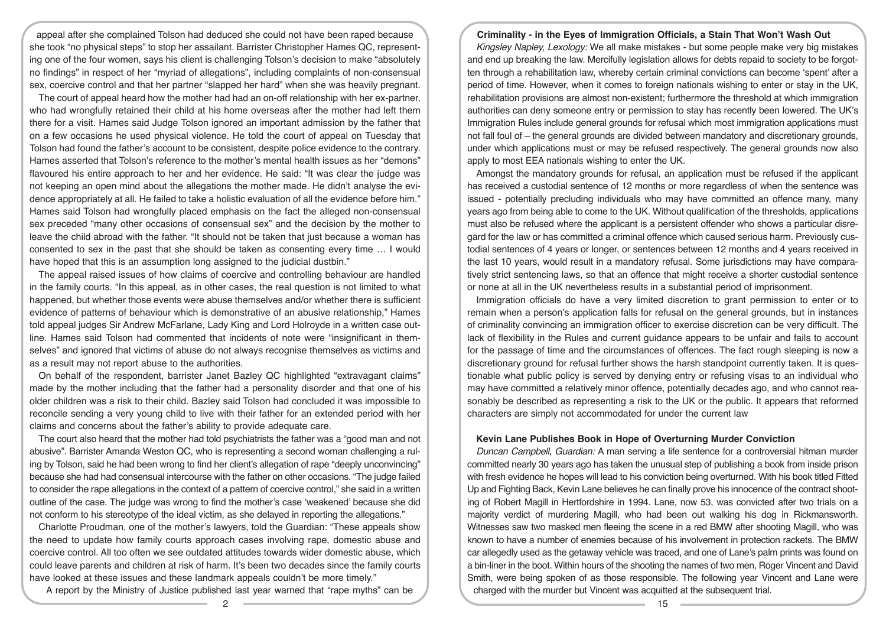appeal after she complained Tolson had deduced she could not have been raped because she took "no physical steps" to stop her assailant. Barrister Christopher Hames QC, representing one of the four women, says his client is challenging Tolson's decision to make "absolutely no findings" in respect of her "myriad of allegations", including complaints of non-consensual sex, coercive control and that her partner "slapped her hard" when she was heavily pregnant.

The court of appeal heard how the mother had had an on-off relationship with her ex-partner, who had wrongfully retained their child at his home overseas after the mother had left them there for a visit. Hames said Judge Tolson ignored an important admission by the father that on a few occasions he used physical violence. He told the court of appeal on Tuesday that Tolson had found the father's account to be consistent, despite police evidence to the contrary. Hames asserted that Tolson's reference to the mother's mental health issues as her "demons" flavoured his entire approach to her and her evidence. He said: "It was clear the judge was not keeping an open mind about the allegations the mother made. He didn't analyse the evidence appropriately at all. He failed to take a holistic evaluation of all the evidence before him." Hames said Tolson had wrongfully placed emphasis on the fact the alleged non-consensual sex preceded "many other occasions of consensual sex" and the decision by the mother to leave the child abroad with the father. "It should not be taken that just because a woman has consented to sex in the past that she should be taken as consenting every time … I would have hoped that this is an assumption long assigned to the judicial dustbin."

The appeal raised issues of how claims of coercive and controlling behaviour are handled in the family courts. "In this appeal, as in other cases, the real question is not limited to what happened, but whether those events were abuse themselves and/or whether there is sufficient evidence of patterns of behaviour which is demonstrative of an abusive relationship," Hames told appeal judges Sir Andrew McFarlane, Lady King and Lord Holroyde in a written case outline. Hames said Tolson had commented that incidents of note were "insignificant in themselves" and ignored that victims of abuse do not always recognise themselves as victims and as a result may not report abuse to the authorities.

On behalf of the respondent, barrister Janet Bazley QC highlighted "extravagant claims" made by the mother including that the father had a personality disorder and that one of his older children was a risk to their child. Bazley said Tolson had concluded it was impossible to reconcile sending a very young child to live with their father for an extended period with her claims and concerns about the father's ability to provide adequate care.

The court also heard that the mother had told psychiatrists the father was a "good man and not abusive". Barrister Amanda Weston QC, who is representing a second woman challenging a ruling by Tolson, said he had been wrong to find her client's allegation of rape "deeply unconvincing" because she had had consensual intercourse with the father on other occasions. "The judge failed to consider the rape allegations in the context of a pattern of coercive control," she said in a written outline of the case. The judge was wrong to find the mother's case 'weakened' because she did not conform to his stereotype of the ideal victim, as she delayed in reporting the allegations."

Charlotte Proudman, one of the mother's lawyers, told the Guardian: "These appeals show the need to update how family courts approach cases involving rape, domestic abuse and coercive control. All too often we see outdated attitudes towards wider domestic abuse, which could leave parents and children at risk of harm. It's been two decades since the family courts have looked at these issues and these landmark appeals couldn't be more timely."

A report by the Ministry of Justice published last year warned that "rape myths" can be

### Criminality - in the Eyes of Immigration Officials, a Stain That Won't Wash Out

*Kingsley Napley, Lexology:* We all make mistakes - but some people make very big mistakes and end up breaking the law. Mercifully legislation allows for debts repaid to society to be forgotten through a rehabilitation law, whereby certain criminal convictions can become 'spent' after a period of time. However, when it comes to foreign nationals wishing to enter or stay in the UK, rehabilitation provisions are almost non-existent; furthermore the threshold at which immigration authorities can deny someone entry or permission to stay has recently been lowered. The UK's Immigration Rules include general grounds for refusal which most immigration applications must not fall foul of – the general grounds are divided between mandatory and discretionary grounds, under which applications must or may be refused respectively. The general grounds now also apply to most EEA nationals wishing to enter the UK.

Amongst the mandatory grounds for refusal, an application must be refused if the applicant has received a custodial sentence of 12 months or more regardless of when the sentence was issued - potentially precluding individuals who may have committed an offence many, many years ago from being able to come to the UK. Without qualification of the thresholds, applications must also be refused where the applicant is a persistent offender who shows a particular disregard for the law or has committed a criminal offence which caused serious harm. Previously custodial sentences of 4 years or longer, or sentences between 12 months and 4 years received in the last 10 years, would result in a mandatory refusal. Some jurisdictions may have comparatively strict sentencing laws, so that an offence that might receive a shorter custodial sentence or none at all in the UK nevertheless results in a substantial period of imprisonment.

Immigration officials do have a very limited discretion to grant permission to enter or to remain when a person's application falls for refusal on the general grounds, but in instances of criminality convincing an immigration officer to exercise discretion can be very difficult. The lack of flexibility in the Rules and current guidance appears to be unfair and fails to account for the passage of time and the circumstances of offences. The fact rough sleeping is now a discretionary ground for refusal further shows the harsh standpoint currently taken. It is questionable what public policy is served by denying entry or refusing visas to an individual who may have committed a relatively minor offence, potentially decades ago, and who cannot reasonably be described as representing a risk to the UK or the public. It appears that reformed characters are simply not accommodated for under the current law

### Kevin Lane Publishes Book in Hope of Overturning Murder Conviction

*Duncan Campbell, Guardian:* A man serving a life sentence for a controversial hitman murder committed nearly 30 years ago has taken the unusual step of publishing a book from inside prison with fresh evidence he hopes will lead to his conviction being overturned. With his book titled Fitted Up and Fighting Back, Kevin Lane believes he can finally prove his innocence of the contract shooting of Robert Magill in Hertfordshire in 1994. Lane, now 53, was convicted after two trials on a majority verdict of murdering Magill, who had been out walking his dog in Rickmansworth. Witnesses saw two masked men fleeing the scene in a red BMW after shooting Magill, who was known to have a number of enemies because of his involvement in protection rackets. The BMW car allegedly used as the getaway vehicle was traced, and one of Lane's palm prints was found on a bin-liner in the boot. Within hours of the shooting the names of two men, Roger Vincent and David Smith, were being spoken of as those responsible. The following year Vincent and Lane were charged with the murder but Vincent was acquitted at the subsequent trial.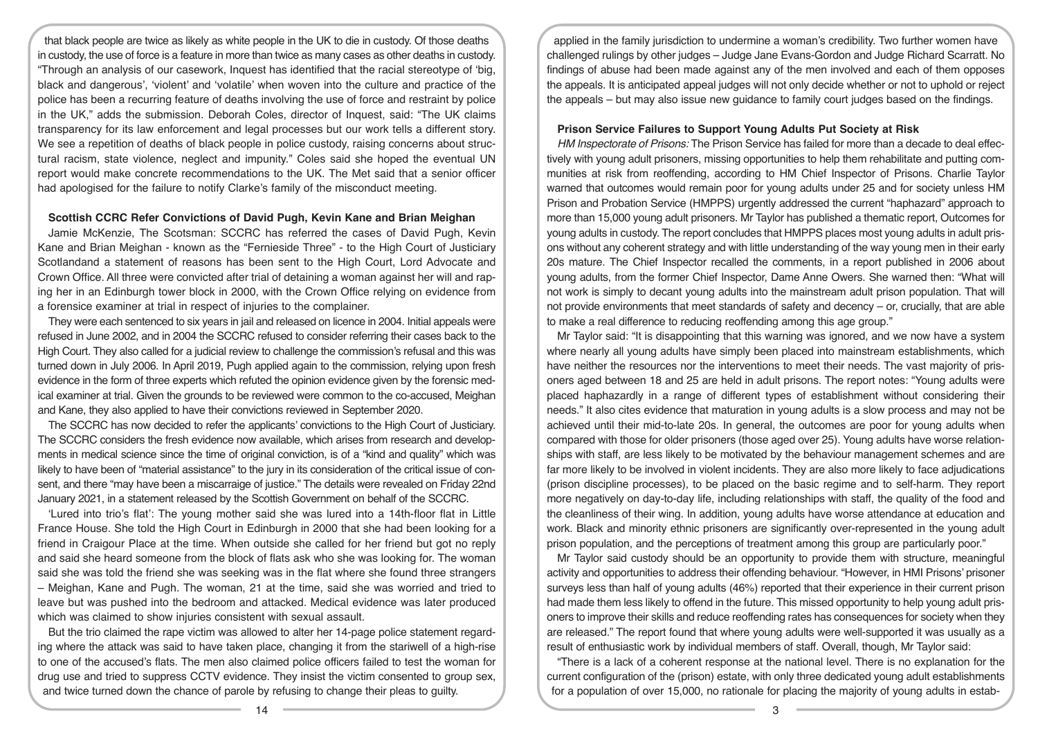that black people are twice as likely as white people in the UK to die in custody. Of those deaths in custody, the use of force is a feature in more than twice as many cases as other deaths in custody. "Through an analysis of our casework, Inquest has identified that the racial stereotype of 'big, black and dangerous', 'violent' and 'volatile' when woven into the culture and practice of the police has been a recurring feature of deaths involving the use of force and restraint by police in the UK," adds the submission. Deborah Coles, director of Inquest, said: "The UK claims transparency for its law enforcement and legal processes but our work tells a different story. We see a repetition of deaths of black people in police custody, raising concerns about structural racism, state violence, neglect and impunity." Coles said she hoped the eventual UN report would make concrete recommendations to the UK. The Met said that a senior officer had apologised for the failure to notify Clarke's family of the misconduct meeting.

### Scottish CCRC Refer Convictions of David Pugh, Kevin Kane and Brian Meighan

Jamie McKenzie, The Scotsman: SCCRC has referred the cases of David Pugh, Kevin Kane and Brian Meighan - known as the "Fernieside Three" - to the High Court of Justiciary Scotlandand a statement of reasons has been sent to the High Court, Lord Advocate and Crown Office. All three were convicted after trial of detaining a woman against her will and raping her in an Edinburgh tower block in 2000, with the Crown Office relying on evidence from a forensice examiner at trial in respect of injuries to the complainer.

They were each sentenced to six years in jail and released on licence in 2004. Initial appeals were refused in June 2002, and in 2004 the SCCRC refused to consider referring their cases back to the High Court. They also called for a judicial review to challenge the commission's refusal and this was turned down in July 2006. In April 2019, Pugh applied again to the commission, relying upon fresh evidence in the form of three experts which refuted the opinion evidence given by the forensic medical examiner at trial. Given the grounds to be reviewed were common to the co-accused, Meighan and Kane, they also applied to have their convictions reviewed in September 2020.

The SCCRC has now decided to refer the applicants' convictions to the High Court of Justiciary. The SCCRC considers the fresh evidence now available, which arises from research and developments in medical science since the time of original conviction, is of a "kind and quality" which was likely to have been of "material assistance" to the jury in its consideration of the critical issue of consent, and there "may have been a miscarraige of justice." The details were revealed on Friday 22nd January 2021, in a statement released by the Scottish Government on behalf of the SCCRC.

'Lured into trio's flat': The young mother said she was lured into a 14th-floor flat in Little France House. She told the High Court in Edinburgh in 2000 that she had been looking for a friend in Craigour Place at the time. When outside she called for her friend but got no reply and said she heard someone from the block of flats ask who she was looking for. The woman said she was told the friend she was seeking was in the flat where she found three strangers – Meighan, Kane and Pugh. The woman, 21 at the time, said she was worried and tried to leave but was pushed into the bedroom and attacked. Medical evidence was later produced which was claimed to show injuries consistent with sexual assault.

But the trio claimed the rape victim was allowed to alter her 14-page police statement regarding where the attack was said to have taken place, changing it from the stariwell of a high-rise to one of the accused's flats. The men also claimed police officers failed to test the woman for drug use and tried to suppress CCTV evidence. They insist the victim consented to group sex, and twice turned down the chance of parole by refusing to change their pleas to guilty.

applied in the family jurisdiction to undermine a woman's credibility. Two further women have challenged rulings by other judges – Judge Jane Evans-Gordon and Judge Richard Scarratt. No findings of abuse had been made against any of the men involved and each of them opposes the appeals. It is anticipated appeal judges will not only decide whether or not to uphold or reject the appeals – but may also issue new guidance to family court judges based on the findings.

### Prison Service Failures to Support Young Adults Put Society at Risk

*HM Inspectorate of Prisons:* The Prison Service has failed for more than a decade to deal effectively with young adult prisoners, missing opportunities to help them rehabilitate and putting communities at risk from reoffending, according to HM Chief Inspector of Prisons. Charlie Taylor warned that outcomes would remain poor for young adults under 25 and for society unless HM Prison and Probation Service (HMPPS) urgently addressed the current "haphazard" approach to more than 15,000 young adult prisoners. Mr Taylor has published a thematic report, Outcomes for young adults in custody. The report concludes that HMPPS places most young adults in adult prisons without any coherent strategy and with little understanding of the way young men in their early 20s mature. The Chief Inspector recalled the comments, in a report published in 2006 about young adults, from the former Chief Inspector, Dame Anne Owers. She warned then: "What will not work is simply to decant young adults into the mainstream adult prison population. That will not provide environments that meet standards of safety and decency – or, crucially, that are able to make a real difference to reducing reoffending among this age group."

Mr Taylor said: "It is disappointing that this warning was ignored, and we now have a system where nearly all young adults have simply been placed into mainstream establishments, which have neither the resources nor the interventions to meet their needs. The vast majority of prisoners aged between 18 and 25 are held in adult prisons. The report notes: "Young adults were placed haphazardly in a range of different types of establishment without considering their needs." It also cites evidence that maturation in young adults is a slow process and may not be achieved until their mid-to-late 20s. In general, the outcomes are poor for young adults when compared with those for older prisoners (those aged over 25). Young adults have worse relationships with staff, are less likely to be motivated by the behaviour management schemes and are far more likely to be involved in violent incidents. They are also more likely to face adjudications (prison discipline processes), to be placed on the basic regime and to self-harm. They report more negatively on day-to-day life, including relationships with staff, the quality of the food and the cleanliness of their wing. In addition, young adults have worse attendance at education and work. Black and minority ethnic prisoners are significantly over-represented in the young adult prison population, and the perceptions of treatment among this group are particularly poor."

Mr Taylor said custody should be an opportunity to provide them with structure, meaningful activity and opportunities to address their offending behaviour. "However, in HMI Prisons' prisoner surveys less than half of young adults (46%) reported that their experience in their current prison had made them less likely to offend in the future. This missed opportunity to help young adult prisoners to improve their skills and reduce reoffending rates has consequences for society when they are released." The report found that where young adults were well-supported it was usually as a result of enthusiastic work by individual members of staff. Overall, though, Mr Taylor said:

"There is a lack of a coherent response at the national level. There is no explanation for the current configuration of the (prison) estate, with only three dedicated young adult establishments for a population of over 15,000, no rationale for placing the majority of young adults in estab-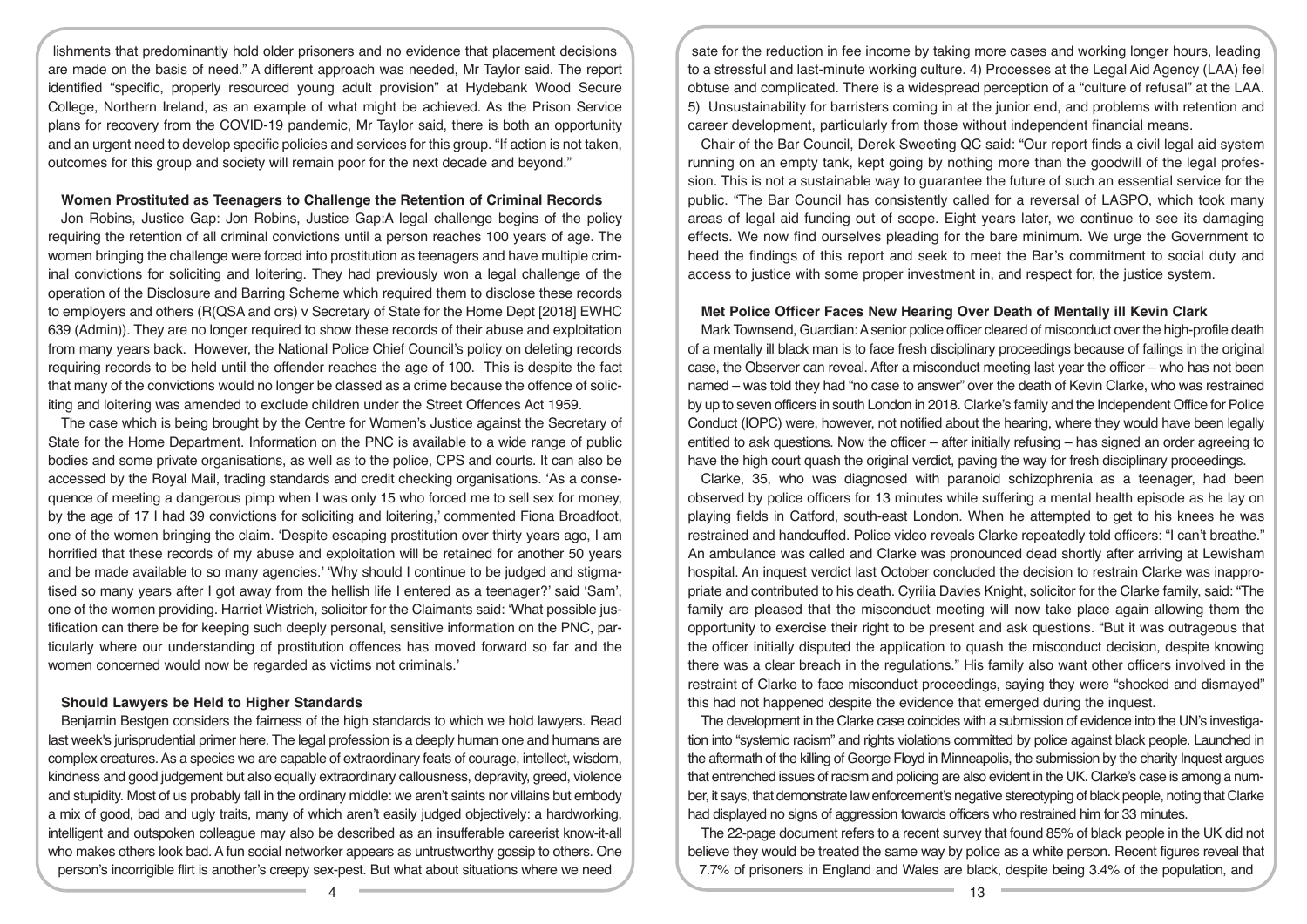lishments that predominantly hold older prisoners and no evidence that placement decisions are made on the basis of need." A different approach was needed, Mr Taylor said. The report identified "specific, properly resourced young adult provision" at Hydebank Wood Secure College, Northern Ireland, as an example of what might be achieved. As the Prison Service plans for recovery from the COVID-19 pandemic, Mr Taylor said, there is both an opportunity and an urgent need to develop specific policies and services for this group. "If action is not taken, outcomes for this group and society will remain poor for the next decade and beyond."

**Women Prostituted as Teenagers to Challenge the Retention of Criminal Records**

Jon Robins, Justice Gap: Jon Robins, Justice Gap:A legal challenge begins of the policy requiring the retention of all criminal convictions until a person reaches 100 years of age. The women bringing the challenge were forced into prostitution as teenagers and have multiple criminal convictions for soliciting and loitering. They had previously won a legal challenge of the operation of the Disclosure and Barring Scheme which required them to disclose these records to employers and others (R(QSA and ors) v Secretary of State for the Home Dept [2018] EWHC 639 (Admin)). They are no longer required to show these records of their abuse and exploitation from many years back. However, the National Police Chief Council's policy on deleting records requiring records to be held until the offender reaches the age of 100. This is despite the fact that many of the convictions would no longer be classed as a crime because the offence of soliciting and loitering was amended to exclude children under the Street Offences Act 1959.

The case which is being brought by the Centre for Women's Justice against the Secretary of State for the Home Department. Information on the PNC is available to a wide range of public bodies and some private organisations, as well as to the police, CPS and courts. It can also be accessed by the Royal Mail, trading standards and credit checking organisations. 'As a consequence of meeting a dangerous pimp when I was only 15 who forced me to sell sex for money, by the age of 17 I had 39 convictions for soliciting and loitering,' commented Fiona Broadfoot, one of the women bringing the claim. 'Despite escaping prostitution over thirty years ago, I am horrified that these records of my abuse and exploitation will be retained for another 50 years and be made available to so many agencies.' 'Why should I continue to be judged and stigmatised so many years after I got away from the hellish life I entered as a teenager?' said 'Sam', one of the women providing. Harriet Wistrich, solicitor for the Claimants said: 'What possible justification can there be for keeping such deeply personal, sensitive information on the PNC, particularly where our understanding of prostitution offences has moved forward so far and the women concerned would now be regarded as victims not criminals.'

**Should Lawyers be Held to Higher Standards**

Benjamin Bestgen considers the fairness of the high standards to which we hold lawyers. Read last week's jurisprudential primer here. The legal profession is a deeply human one and humans are complex creatures. As a species we are capable of extraordinary feats of courage, intellect, wisdom, kindness and good judgement but also equally extraordinary callousness, depravity, greed, violence and stupidity. Most of us probably fall in the ordinary middle: we aren't saints nor villains but embody a mix of good, bad and ugly traits, many of which aren't easily judged objectively: a hardworking, intelligent and outspoken colleague may also be described as an insufferable careerist know-it-all who makes others look bad. A fun social networker appears as untrustworthy gossip to others. One person's incorrigible flirt is another's creepy sex-pest. But what about situations where we need

sate for the reduction in fee income by taking more cases and working longer hours, leading to a stressful and last-minute working culture. 4) Processes at the Legal Aid Agency (LAA) feel obtuse and complicated. There is a widespread perception of a "culture of refusal" at the LAA. 5) Unsustainability for barristers coming in at the junior end, and problems with retention and career development, particularly from those without independent financial means.

Chair of the Bar Council, Derek Sweeting QC said: "Our report finds a civil legal aid system running on an empty tank, kept going by nothing more than the goodwill of the legal profession. This is not a sustainable way to guarantee the future of such an essential service for the public. "The Bar Council has consistently called for a reversal of LASPO, which took many areas of legal aid funding out of scope. Eight years later, we continue to see its damaging effects. We now find ourselves pleading for the bare minimum. We urge the Government to heed the findings of this report and seek to meet the Bar's commitment to social duty and access to justice with some proper investment in, and respect for, the justice system.

**Met Police Officer Faces New Hearing Over Death of Mentally ill Kevin Clark**

Mark Townsend, Guardian: A senior police officer cleared of misconduct over the high-profile death of a mentally ill black man is to face fresh disciplinary proceedings because of failings in the original case, the Observer can reveal. After a misconduct meeting last year the officer – who has not been named – was told they had "no case to answer" over the death of Kevin Clarke, who was restrained by up to seven officers in south London in 2018. Clarke's family and the Independent Office for Police Conduct (IOPC) were, however, not notified about the hearing, where they would have been legally entitled to ask questions. Now the officer – after initially refusing – has signed an order agreeing to have the high court quash the original verdict, paving the way for fresh disciplinary proceedings.

Clarke, 35, who was diagnosed with paranoid schizophrenia as a teenager, had been observed by police officers for 13 minutes while suffering a mental health episode as he lay on playing fields in Catford, south-east London. When he attempted to get to his knees he was restrained and handcuffed. Police video reveals Clarke repeatedly told officers: "I can't breathe." An ambulance was called and Clarke was pronounced dead shortly after arriving at Lewisham hospital. An inquest verdict last October concluded the decision to restrain Clarke was inappropriate and contributed to his death. Cyrilia Davies Knight, solicitor for the Clarke family, said: "The family are pleased that the misconduct meeting will now take place again allowing them the opportunity to exercise their right to be present and ask questions. "But it was outrageous that the officer initially disputed the application to quash the misconduct decision, despite knowing there was a clear breach in the regulations." His family also want other officers involved in the restraint of Clarke to face misconduct proceedings, saying they were "shocked and dismayed" this had not happened despite the evidence that emerged during the inquest.

The development in the Clarke case coincides with a submission of evidence into the UN's investigation into "systemic racism" and rights violations committed by police against black people. Launched in the aftermath of the killing of George Floyd in Minneapolis, the submission by the charity Inquest argues that entrenched issues of racism and policing are also evident in the UK. Clarke's case is among a number, it says, that demonstrate law enforcement's negative stereotyping of black people, noting that Clarke had displayed no signs of aggression towards officers who restrained him for 33 minutes.

The 22-page document refers to a recent survey that found 85% of black people in the UK did not believe they would be treated the same way by police as a white person. Recent figures reveal that 7.7% of prisoners in England and Wales are black, despite being 3.4% of the population, and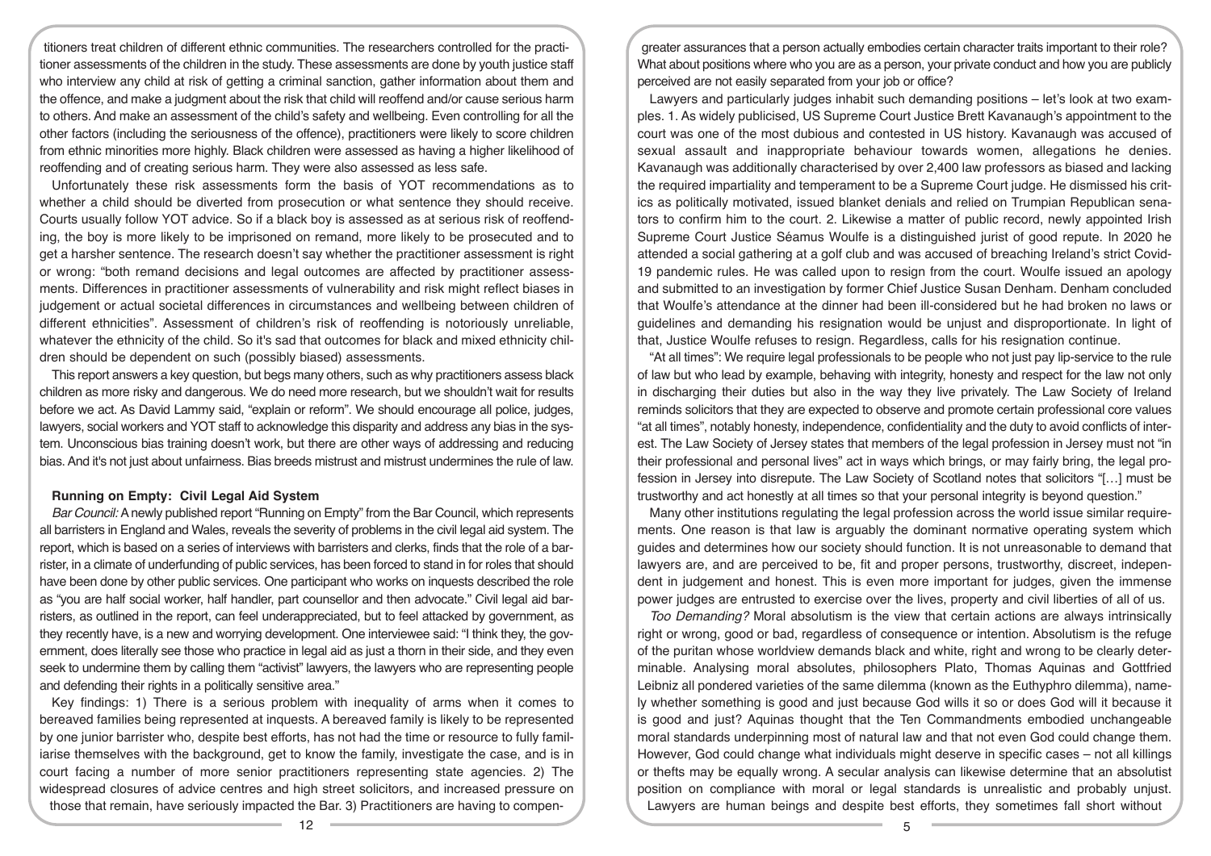titioners treat children of different ethnic communities. The researchers controlled for the practitioner assessments of the children in the study. These assessments are done by youth justice staff who interview any child at risk of getting a criminal sanction, gather information about them and the offence, and make a judgment about the risk that child will reoffend and/or cause serious harm to others. And make an assessment of the child's safety and wellbeing. Even controlling for all the other factors (including the seriousness of the offence), practitioners were likely to score children from ethnic minorities more highly. Black children were assessed as having a higher likelihood of reoffending and of creating serious harm. They were also assessed as less safe.

Unfortunately these risk assessments form the basis of YOT recommendations as to whether a child should be diverted from prosecution or what sentence they should receive. Courts usually follow YOT advice. So if a black boy is assessed as at serious risk of reoffending, the boy is more likely to be imprisoned on remand, more likely to be prosecuted and to get a harsher sentence. The research doesn't say whether the practitioner assessment is right or wrong: "both remand decisions and legal outcomes are affected by practitioner assessments. Differences in practitioner assessments of vulnerability and risk might reflect biases in judgement or actual societal differences in circumstances and wellbeing between children of different ethnicities". Assessment of children's risk of reoffending is notoriously unreliable, whatever the ethnicity of the child. So it's sad that outcomes for black and mixed ethnicity children should be dependent on such (possibly biased) assessments.

This report answers a key question, but begs many others, such as why practitioners assess black children as more risky and dangerous. We do need more research, but we shouldn't wait for results before we act. As David Lammy said, "explain or reform". We should encourage all police, judges, lawyers, social workers and YOT staff to acknowledge this disparity and address any bias in the system. Unconscious bias training doesn't work, but there are other ways of addressing and reducing bias. And it's not just about unfairness. Bias breeds mistrust and mistrust undermines the rule of law.

**Running on Empty: Civil Legal Aid System**

*Bar Council:* A newly published report "Running on Empty" from the Bar Council, which represents all barristers in England and Wales, reveals the severity of problems in the civil legal aid system. The report, which is based on a series of interviews with barristers and clerks, finds that the role of a barrister, in a climate of underfunding of public services, has been forced to stand in for roles that should have been done by other public services. One participant who works on inquests described the role as "you are half social worker, half handler, part counsellor and then advocate." Civil legal aid barristers, as outlined in the report, can feel underappreciated, but to feel attacked by government, as they recently have, is a new and worrying development. One interviewee said: "I think they, the government, does literally see those who practice in legal aid as just a thorn in their side, and they even seek to undermine them by calling them "activist" lawyers, the lawyers who are representing people and defending their rights in a politically sensitive area."

Key findings: 1) There is a serious problem with inequality of arms when it comes to bereaved families being represented at inquests. A bereaved family is likely to be represented by one junior barrister who, despite best efforts, has not had the time or resource to fully familiarise themselves with the background, get to know the family, investigate the case, and is in court facing a number of more senior practitioners representing state agencies. 2) The widespread closures of advice centres and high street solicitors, and increased pressure on those that remain, have seriously impacted the Bar. 3) Practitioners are having to compen-

greater assurances that a person actually embodies certain character traits important to their role? What about positions where who you are as a person, your private conduct and how you are publicly perceived are not easily separated from your job or office?

Lawyers and particularly judges inhabit such demanding positions – let's look at two examples. 1. As widely publicised, US Supreme Court Justice Brett Kavanaugh's appointment to the court was one of the most dubious and contested in US history. Kavanaugh was accused of sexual assault and inappropriate behaviour towards women, allegations he denies. Kavanaugh was additionally characterised by over 2,400 law professors as biased and lacking the required impartiality and temperament to be a Supreme Court judge. He dismissed his critics as politically motivated, issued blanket denials and relied on Trumpian Republican senators to confirm him to the court. 2. Likewise a matter of public record, newly appointed Irish Supreme Court Justice Séamus Woulfe is a distinguished jurist of good repute. In 2020 he attended a social gathering at a golf club and was accused of breaching Ireland's strict Covid-19 pandemic rules. He was called upon to resign from the court. Woulfe issued an apology and submitted to an investigation by former Chief Justice Susan Denham. Denham concluded that Woulfe's attendance at the dinner had been ill-considered but he had broken no laws or guidelines and demanding his resignation would be unjust and disproportionate. In light of that, Justice Woulfe refuses to resign. Regardless, calls for his resignation continue.

"At all times": We require legal professionals to be people who not just pay lip-service to the rule of law but who lead by example, behaving with integrity, honesty and respect for the law not only in discharging their duties but also in the way they live privately. The Law Society of Ireland reminds solicitors that they are expected to observe and promote certain professional core values "at all times", notably honesty, independence, confidentiality and the duty to avoid conflicts of interest. The Law Society of Jersey states that members of the legal profession in Jersey must not "in their professional and personal lives" act in ways which brings, or may fairly bring, the legal profession in Jersey into disrepute. The Law Society of Scotland notes that solicitors "[…] must be trustworthy and act honestly at all times so that your personal integrity is beyond question."

Many other institutions regulating the legal profession across the world issue similar requirements. One reason is that law is arguably the dominant normative operating system which guides and determines how our society should function. It is not unreasonable to demand that lawyers are, and are perceived to be, fit and proper persons, trustworthy, discreet, independent in judgement and honest. This is even more important for judges, given the immense power judges are entrusted to exercise over the lives, property and civil liberties of all of us.

*Too Demanding?* Moral absolutism is the view that certain actions are always intrinsically right or wrong, good or bad, regardless of consequence or intention. Absolutism is the refuge of the puritan whose worldview demands black and white, right and wrong to be clearly determinable. Analysing moral absolutes, philosophers Plato, Thomas Aquinas and Gottfried Leibniz all pondered varieties of the same dilemma (known as the Euthyphro dilemma), namely whether something is good and just because God wills it so or does God will it because it is good and just? Aquinas thought that the Ten Commandments embodied unchangeable moral standards underpinning most of natural law and that not even God could change them. However, God could change what individuals might deserve in specific cases – not all killings or thefts may be equally wrong. A secular analysis can likewise determine that an absolutist position on compliance with moral or legal standards is unrealistic and probably unjust. Lawyers are human beings and despite best efforts, they sometimes fall short without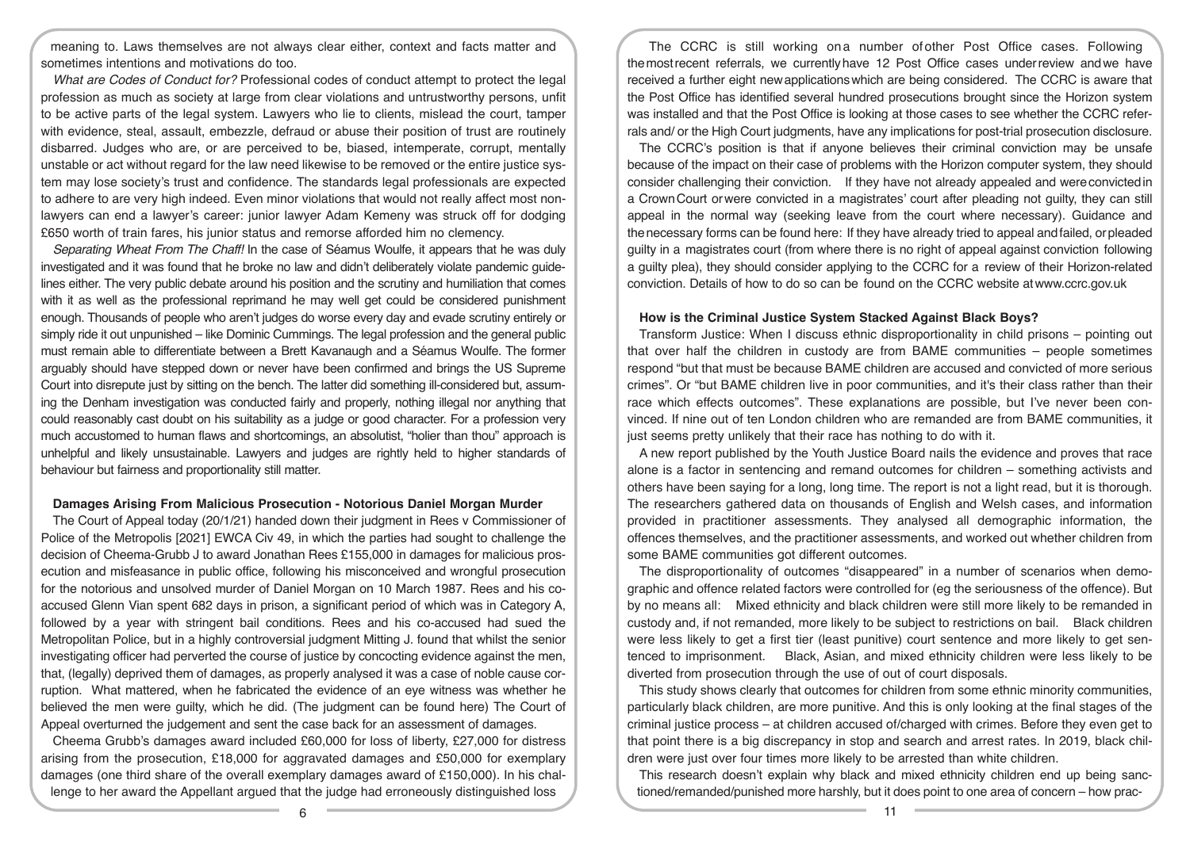meaning to. Laws themselves are not always clear either, context and facts matter and sometimes intentions and motivations do too.

*What are Codes of Conduct for?* Professional codes of conduct attempt to protect the legal profession as much as society at large from clear violations and untrustworthy persons, unfit to be active parts of the legal system. Lawyers who lie to clients, mislead the court, tamper with evidence, steal, assault, embezzle, defraud or abuse their position of trust are routinely disbarred. Judges who are, or are perceived to be, biased, intemperate, corrupt, mentally unstable or act without regard for the law need likewise to be removed or the entire justice system may lose society's trust and confidence. The standards legal professionals are expected to adhere to are very high indeed. Even minor violations that would not really affect most non-lawyers can end a lawyer's career: junior lawyer Adam Kemeny was struck off for dodging £650 worth of train fares, his junior status and remorse afforded him no clemency.

*Separating Wheat From The Chaff!* In the case of Séamus Woulfe, it appears that he was duly investigated and it was found that he broke no law and didn't deliberately violate pandemic guidelines either. The very public debate around his position and the scrutiny and humiliation that comes with it as well as the professional reprimand he may well get could be considered punishment enough. Thousands of people who aren't judges do worse every day and evade scrutiny entirely or simply ride it out unpunished – like Dominic Cummings. The legal profession and the general public must remain able to differentiate between a Brett Kavanaugh and a Séamus Woulfe. The former arguably should have stepped down or never have been confirmed and brings the US Supreme Court into disrepute just by sitting on the bench. The latter did something ill-considered but, assuming the Denham investigation was conducted fairly and properly, nothing illegal nor anything that could reasonably cast doubt on his suitability as a judge or good character. For a profession very much accustomed to human flaws and shortcomings, an absolutist, "holier than thou" approach is unhelpful and likely unsustainable. Lawyers and judges are rightly held to higher standards of behaviour but fairness and proportionality still matter.

## Damages Arising From Malicious Prosecution - Notorious Daniel Morgan Murder

The Court of Appeal today (20/1/21) handed down their judgment in Rees v Commissioner of Police of the Metropolis [2021] EWCA Civ 49, in which the parties had sought to challenge the decision of Cheema-Grubb J to award Jonathan Rees £155,000 in damages for malicious prosecution and misfeasance in public office, following his misconceived and wrongful prosecution for the notorious and unsolved murder of Daniel Morgan on 10 March 1987. Rees and his co-accused Glenn Vian spent 682 days in prison, a significant period of which was in Category A, followed by a year with stringent bail conditions. Rees and his co-accused had sued the Metropolitan Police, but in a highly controversial judgment Mitting J. found that whilst the senior investigating officer had perverted the course of justice by concocting evidence against the men, that, (legally) deprived them of damages, as properly analysed it was a case of noble cause corruption. What mattered, when he fabricated the evidence of an eye witness was whether he believed the men were guilty, which he did. (The judgment can be found here) The Court of Appeal overturned the judgement and sent the case back for an assessment of damages.

Cheema Grubb's damages award included £60,000 for loss of liberty, £27,000 for distress arising from the prosecution, £18,000 for aggravated damages and £50,000 for exemplary damages (one third share of the overall exemplary damages award of £150,000). In his challenge to her award the Appellant argued that the judge had erroneously distinguished loss

The CCRC is still working on a number of other Post Office cases. Following the most recent referrals, we currently have 12 Post Office cases under review and we have received a further eight new applications which are being considered. The CCRC is aware that the Post Office has identified several hundred prosecutions brought since the Horizon system was installed and that the Post Office is looking at those cases to see whether the CCRC referrals and/ or the High Court judgments, have any implications for post-trial prosecution disclosure.

The CCRC's position is that if anyone believes their criminal conviction may be unsafe because of the impact on their case of problems with the Horizon computer system, they should consider challenging their conviction. If they have not already appealed and were convicted in a Crown Court or were convicted in a magistrates' court after pleading not guilty, they can still appeal in the normal way (seeking leave from the court where necessary). Guidance and the necessary forms can be found here: If they have already tried to appeal and failed, or pleaded guilty in a magistrates court (from where there is no right of appeal against conviction following a guilty plea), they should consider applying to the CCRC for a review of their Horizon-related conviction. Details of how to do so can be found on the CCRC website at www.ccrc.gov.uk

## How is the Criminal Justice System Stacked Against Black Boys?

Transform Justice: When I discuss ethnic disproportionality in child prisons – pointing out that over half the children in custody are from BAME communities – people sometimes respond "but that must be because BAME children are accused and convicted of more serious crimes". Or "but BAME children live in poor communities, and it's their class rather than their race which effects outcomes". These explanations are possible, but I've never been convinced. If nine out of ten London children who are remanded are from BAME communities, it just seems pretty unlikely that their race has nothing to do with it.

A new report published by the Youth Justice Board nails the evidence and proves that race alone is a factor in sentencing and remand outcomes for children – something activists and others have been saying for a long, long time. The report is not a light read, but it is thorough. The researchers gathered data on thousands of English and Welsh cases, and information provided in practitioner assessments. They analysed all demographic information, the offences themselves, and the practitioner assessments, and worked out whether children from some BAME communities got different outcomes.

The disproportionality of outcomes "disappeared" in a number of scenarios when demographic and offence related factors were controlled for (eg the seriousness of the offence). But by no means all: Mixed ethnicity and black children were still more likely to be remanded in custody and, if not remanded, more likely to be subject to restrictions on bail. Black children were less likely to get a first tier (least punitive) court sentence and more likely to get sentenced to imprisonment. Black, Asian, and mixed ethnicity children were less likely to be diverted from prosecution through the use of out of court disposals.

This study shows clearly that outcomes for children from some ethnic minority communities, particularly black children, are more punitive. And this is only looking at the final stages of the criminal justice process – at children accused of/charged with crimes. Before they even get to that point there is a big discrepancy in stop and search and arrest rates. In 2019, black children were just over four times more likely to be arrested than white children.

This research doesn't explain why black and mixed ethnicity children end up being sanctioned/remanded/punished more harshly, but it does point to one area of concern – how prac-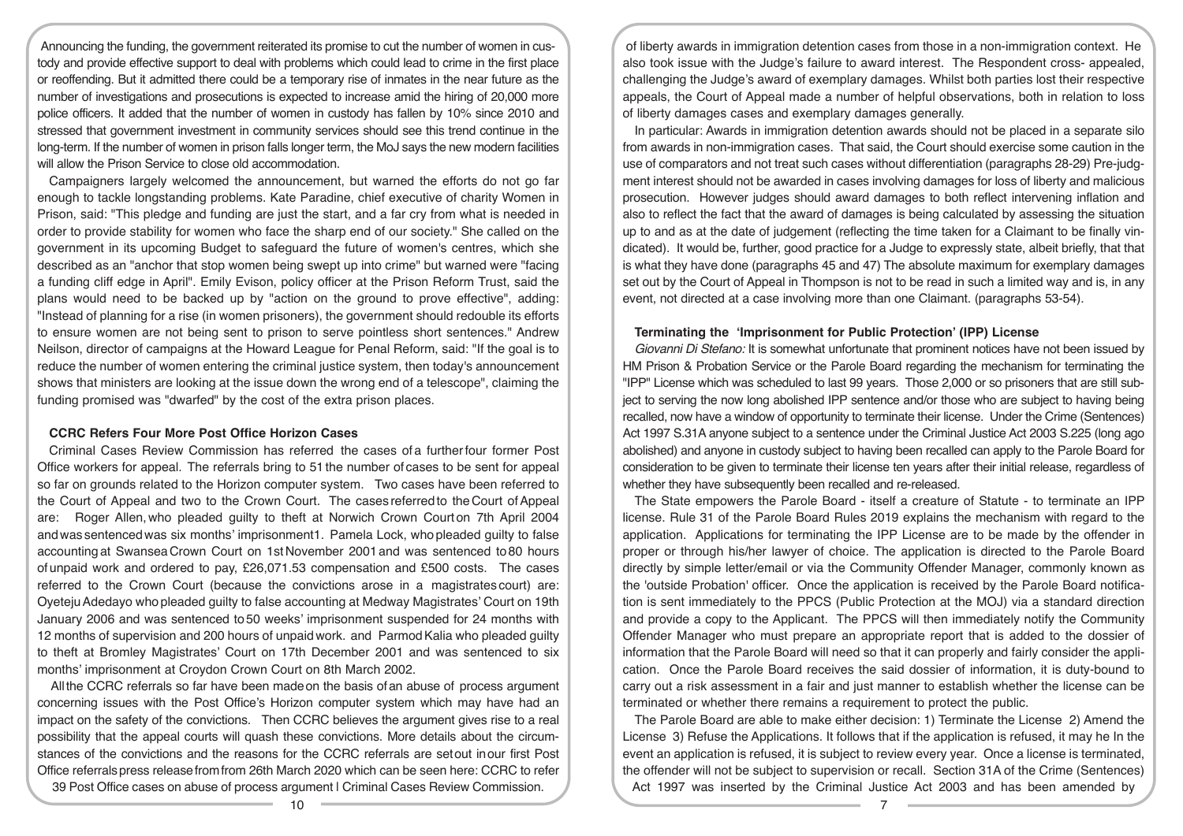Announcing the funding, the government reiterated its promise to cut the number of women in custody and provide effective support to deal with problems which could lead to crime in the first place or reoffending. But it admitted there could be a temporary rise of inmates in the near future as the number of investigations and prosecutions is expected to increase amid the hiring of 20,000 more police officers. It added that the number of women in custody has fallen by 10% since 2010 and stressed that government investment in community services should see this trend continue in the long-term. If the number of women in prison falls longer term, the MoJ says the new modern facilities will allow the Prison Service to close old accommodation.

Campaigners largely welcomed the announcement, but warned the efforts do not go far enough to tackle longstanding problems. Kate Paradine, chief executive of charity Women in Prison, said: "This pledge and funding are just the start, and a far cry from what is needed in order to provide stability for women who face the sharp end of our society." She called on the government in its upcoming Budget to safeguard the future of women's centres, which she described as an "anchor that stop women being swept up into crime" but warned were "facing a funding cliff edge in April". Emily Evison, policy officer at the Prison Reform Trust, said the plans would need to be backed up by "action on the ground to prove effective", adding: "Instead of planning for a rise (in women prisoners), the government should redouble its efforts to ensure women are not being sent to prison to serve pointless short sentences." Andrew Neilson, director of campaigns at the Howard League for Penal Reform, said: "If the goal is to reduce the number of women entering the criminal justice system, then today's announcement shows that ministers are looking at the issue down the wrong end of a telescope", claiming the funding promised was "dwarfed" by the cost of the extra prison places.

### CCRC Refers Four More Post Office Horizon Cases

Criminal Cases Review Commission has referred the cases of a further four former Post Office workers for appeal. The referrals bring to 51 the number of cases to be sent for appeal so far on grounds related to the Horizon computer system. Two cases have been referred to the Court of Appeal and two to the Crown Court. The cases referred to the Court of Appeal are: Roger Allen, who pleaded guilty to theft at Norwich Crown Court on 7th April 2004 and was sentenced was six months' imprisonment1. Pamela Lock, who pleaded guilty to false accounting at Swansea Crown Court on 1st November 2001 and was sentenced to 80 hours of unpaid work and ordered to pay, £26,071.53 compensation and £500 costs. The cases referred to the Crown Court (because the convictions arose in a magistrates court) are: Oyeteju Adedayo who pleaded guilty to false accounting at Medway Magistrates' Court on 19th January 2006 and was sentenced to 50 weeks' imprisonment suspended for 24 months with 12 months of supervision and 200 hours of unpaid work. and Parmod Kalia who pleaded guilty to theft at Bromley Magistrates' Court on 17th December 2001 and was sentenced to six months' imprisonment at Croydon Crown Court on 8th March 2002.

All the CCRC referrals so far have been made on the basis of an abuse of process argument concerning issues with the Post Office's Horizon computer system which may have had an impact on the safety of the convictions. Then CCRC believes the argument gives rise to a real possibility that the appeal courts will quash these convictions. More details about the circumstances of the convictions and the reasons for the CCRC referrals are set out in our first Post Office referrals press release from from 26th March 2020 which can be seen here: CCRC to refer 39 Post Office cases on abuse of process argument | Criminal Cases Review Commission.

of liberty awards in immigration detention cases from those in a non-immigration context. He also took issue with the Judge's failure to award interest. The Respondent cross- appealed, challenging the Judge's award of exemplary damages. Whilst both parties lost their respective appeals, the Court of Appeal made a number of helpful observations, both in relation to loss of liberty damages cases and exemplary damages generally.

In particular: Awards in immigration detention awards should not be placed in a separate silo from awards in non-immigration cases. That said, the Court should exercise some caution in the use of comparators and not treat such cases without differentiation (paragraphs 28-29) Pre-judgment interest should not be awarded in cases involving damages for loss of liberty and malicious prosecution. However judges should award damages to both reflect intervening inflation and also to reflect the fact that the award of damages is being calculated by assessing the situation up to and as at the date of judgement (reflecting the time taken for a Claimant to be finally vindicated). It would be, further, good practice for a Judge to expressly state, albeit briefly, that that is what they have done (paragraphs 45 and 47) The absolute maximum for exemplary damages set out by the Court of Appeal in Thompson is not to be read in such a limited way and is, in any event, not directed at a case involving more than one Claimant. (paragraphs 53-54).

### Terminating the 'Imprisonment for Public Protection' (IPP) License

*Giovanni Di Stefano:* It is somewhat unfortunate that prominent notices have not been issued by HM Prison & Probation Service or the Parole Board regarding the mechanism for terminating the "IPP" License which was scheduled to last 99 years. Those 2,000 or so prisoners that are still subject to serving the now long abolished IPP sentence and/or those who are subject to having being recalled, now have a window of opportunity to terminate their license. Under the Crime (Sentences) Act 1997 S.31A anyone subject to a sentence under the Criminal Justice Act 2003 S.225 (long ago abolished) and anyone in custody subject to having been recalled can apply to the Parole Board for consideration to be given to terminate their license ten years after their initial release, regardless of whether they have subsequently been recalled and re-released.

The State empowers the Parole Board - itself a creature of Statute - to terminate an IPP license. Rule 31 of the Parole Board Rules 2019 explains the mechanism with regard to the application. Applications for terminating the IPP License are to be made by the offender in proper or through his/her lawyer of choice. The application is directed to the Parole Board directly by simple letter/email or via the Community Offender Manager, commonly known as the 'outside Probation' officer. Once the application is received by the Parole Board notification is sent immediately to the PPCS (Public Protection at the MOJ) via a standard direction and provide a copy to the Applicant. The PPCS will then immediately notify the Community Offender Manager who must prepare an appropriate report that is added to the dossier of information that the Parole Board will need so that it can properly and fairly consider the application. Once the Parole Board receives the said dossier of information, it is duty-bound to carry out a risk assessment in a fair and just manner to establish whether the license can be terminated or whether there remains a requirement to protect the public.

The Parole Board are able to make either decision: 1) Terminate the License 2) Amend the License 3) Refuse the Applications. It follows that if the application is refused, it may he In the event an application is refused, it is subject to review every year. Once a license is terminated, the offender will not be subject to supervision or recall. Section 31A of the Crime (Sentences) Act 1997 was inserted by the Criminal Justice Act 2003 and has been amended by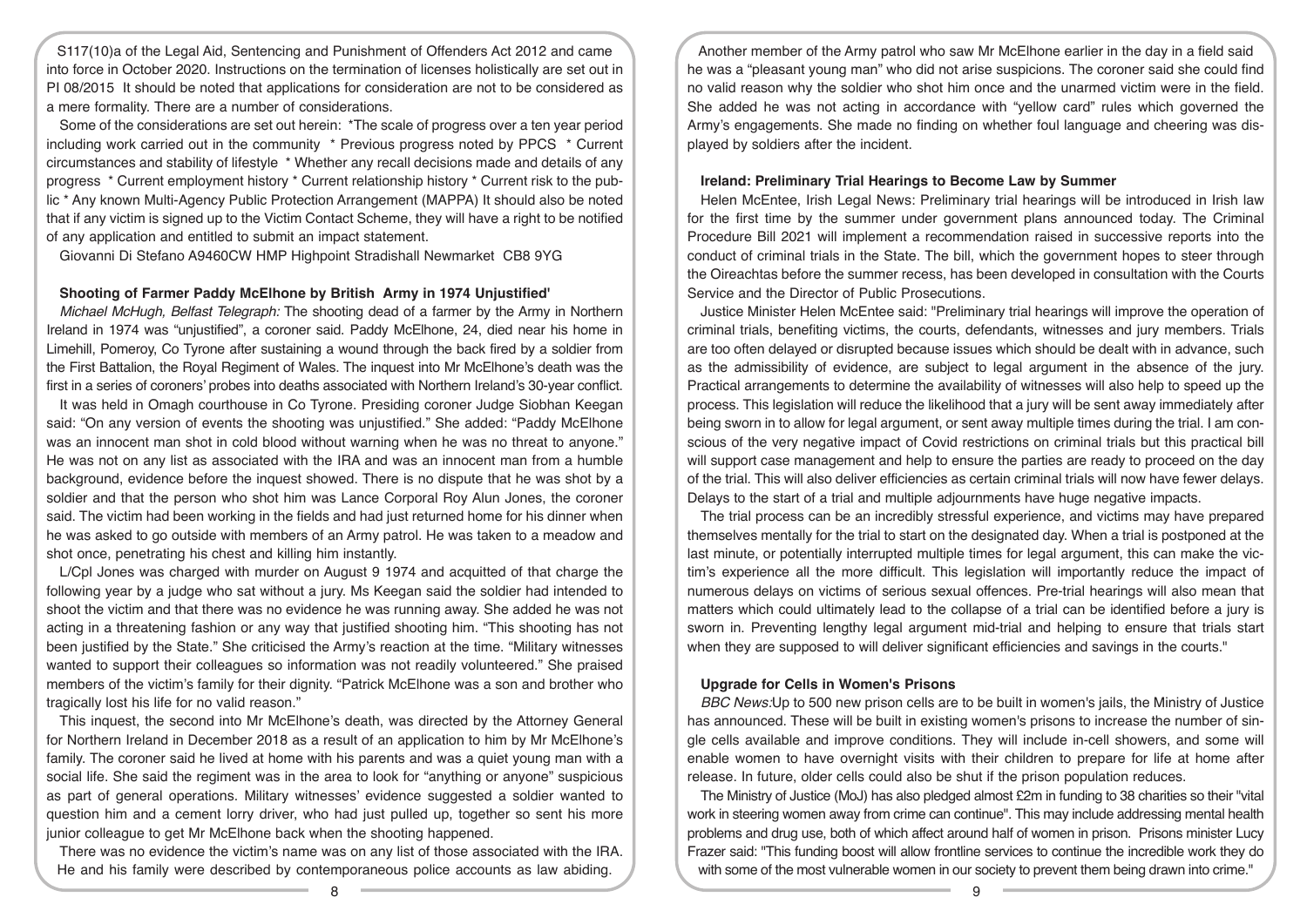S117(10)a of the Legal Aid, Sentencing and Punishment of Offenders Act 2012 and came into force in October 2020. Instructions on the termination of licenses holistically are set out in PI 08/2015 It should be noted that applications for consideration are not to be considered as a mere formality. There are a number of considerations.

Some of the considerations are set out herein: *The scale of progress over a ten year period including work carried out in the community * Previous progress noted by PPCS * Current circumstances and stability of lifestyle * Whether any recall decisions made and details of any progress * Current employment history * Current relationship history * Current risk to the public * Any known Multi-Agency Public Protection Arrangement (MAPPA) It should also be noted that if any victim is signed up to the Victim Contact Scheme, they will have a right to be notified of any application and entitled to submit an impact statement.

Giovanni Di Stefano A9460CW HMP Highpoint Stradishall Newmarket CB8 9YG

### Shooting of Farmer Paddy McElhone by British Army in 1974 Unjustified'

*Michael McHugh, Belfast Telegraph:* The shooting dead of a farmer by the Army in Northern Ireland in 1974 was "unjustified", a coroner said. Paddy McElhone, 24, died near his home in Limehill, Pomeroy, Co Tyrone after sustaining a wound through the back fired by a soldier from the First Battalion, the Royal Regiment of Wales. The inquest into Mr McElhone's death was the first in a series of coroners' probes into deaths associated with Northern Ireland's 30-year conflict.

It was held in Omagh courthouse in Co Tyrone. Presiding coroner Judge Siobhan Keegan said: "On any version of events the shooting was unjustified." She added: "Paddy McElhone was an innocent man shot in cold blood without warning when he was no threat to anyone." He was not on any list as associated with the IRA and was an innocent man from a humble background, evidence before the inquest showed. There is no dispute that he was shot by a soldier and that the person who shot him was Lance Corporal Roy Alun Jones, the coroner said. The victim had been working in the fields and had just returned home for his dinner when he was asked to go outside with members of an Army patrol. He was taken to a meadow and shot once, penetrating his chest and killing him instantly.

L/Cpl Jones was charged with murder on August 9 1974 and acquitted of that charge the following year by a judge who sat without a jury. Ms Keegan said the soldier had intended to shoot the victim and that there was no evidence he was running away. She added he was not acting in a threatening fashion or any way that justified shooting him. "This shooting has not been justified by the State." She criticised the Army's reaction at the time. "Military witnesses wanted to support their colleagues so information was not readily volunteered." She praised members of the victim's family for their dignity. "Patrick McElhone was a son and brother who tragically lost his life for no valid reason."

This inquest, the second into Mr McElhone's death, was directed by the Attorney General for Northern Ireland in December 2018 as a result of an application to him by Mr McElhone's family. The coroner said he lived at home with his parents and was a quiet young man with a social life. She said the regiment was in the area to look for "anything or anyone" suspicious as part of general operations. Military witnesses' evidence suggested a soldier wanted to question him and a cement lorry driver, who had just pulled up, together so sent his more junior colleague to get Mr McElhone back when the shooting happened.

There was no evidence the victim's name was on any list of those associated with the IRA. He and his family were described by contemporaneous police accounts as law abiding.

Another member of the Army patrol who saw Mr McElhone earlier in the day in a field said he was a "pleasant young man" who did not arise suspicions. The coroner said she could find no valid reason why the soldier who shot him once and the unarmed victim were in the field. She added he was not acting in accordance with "yellow card" rules which governed the Army's engagements. She made no finding on whether foul language and cheering was displayed by soldiers after the incident.

### Ireland: Preliminary Trial Hearings to Become Law by Summer

Helen McEntee, Irish Legal News: Preliminary trial hearings will be introduced in Irish law for the first time by the summer under government plans announced today. The Criminal Procedure Bill 2021 will implement a recommendation raised in successive reports into the conduct of criminal trials in the State. The bill, which the government hopes to steer through the Oireachtas before the summer recess, has been developed in consultation with the Courts Service and the Director of Public Prosecutions.

Justice Minister Helen McEntee said: "Preliminary trial hearings will improve the operation of criminal trials, benefiting victims, the courts, defendants, witnesses and jury members. Trials are too often delayed or disrupted because issues which should be dealt with in advance, such as the admissibility of evidence, are subject to legal argument in the absence of the jury. Practical arrangements to determine the availability of witnesses will also help to speed up the process. This legislation will reduce the likelihood that a jury will be sent away immediately after being sworn in to allow for legal argument, or sent away multiple times during the trial. I am conscious of the very negative impact of Covid restrictions on criminal trials but this practical bill will support case management and help to ensure the parties are ready to proceed on the day of the trial. This will also deliver efficiencies as certain criminal trials will now have fewer delays. Delays to the start of a trial and multiple adjournments have huge negative impacts.

The trial process can be an incredibly stressful experience, and victims may have prepared themselves mentally for the trial to start on the designated day. When a trial is postponed at the last minute, or potentially interrupted multiple times for legal argument, this can make the victim's experience all the more difficult. This legislation will importantly reduce the impact of numerous delays on victims of serious sexual offences. Pre-trial hearings will also mean that matters which could ultimately lead to the collapse of a trial can be identified before a jury is sworn in. Preventing lengthy legal argument mid-trial and helping to ensure that trials start when they are supposed to will deliver significant efficiencies and savings in the courts."

### Upgrade for Cells in Women's Prisons

*BBC News:* Up to 500 new prison cells are to be built in women's jails, the Ministry of Justice has announced. These will be built in existing women's prisons to increase the number of single cells available and improve conditions. They will include in-cell showers, and some will enable women to have overnight visits with their children to prepare for life at home after release. In future, older cells could also be shut if the prison population reduces.

The Ministry of Justice (MoJ) has also pledged almost £2m in funding to 38 charities so their "vital work in steering women away from crime can continue". This may include addressing mental health problems and drug use, both of which affect around half of women in prison. Prisons minister Lucy Frazer said: "This funding boost will allow frontline services to continue the incredible work they do with some of the most vulnerable women in our society to prevent them being drawn into crime."